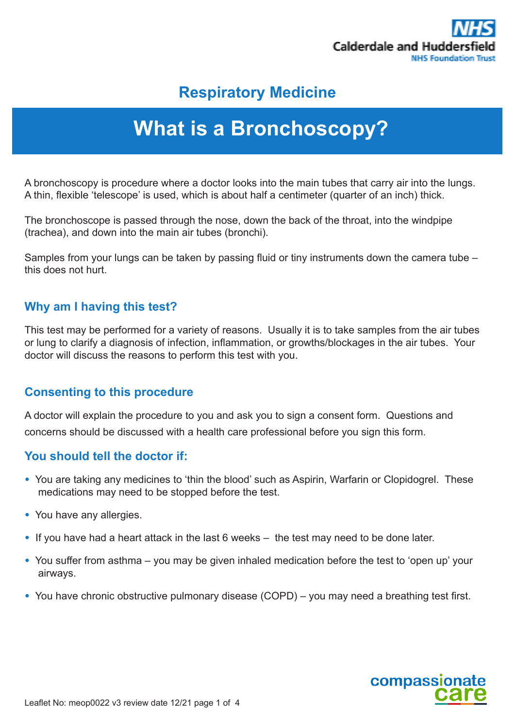Calderdale and Huddersfield NHS Foundation Trust

Respiratory Medicine

# What is a Bronchoscopy?

A bronchoscopy is procedure where a doctor looks into the main tubes that carry air into the lungs. A thin, flexible 'telescope' is used, which is about half a centimeter (quarter of an inch) thick.

The bronchoscope is passed through the nose, down the back of the throat, into the windpipe (trachea), and down into the main air tubes (bronchi).

Samples from your lungs can be taken by passing fluid or tiny instruments down the camera tube – this does not hurt.

## Why am I having this test?

This test may be performed for a variety of reasons. Usually it is to take samples from the air tubes or lung to clarify a diagnosis of infection, inflammation, or growths/blockages in the air tubes. Your doctor will discuss the reasons to perform this test with you.

## Consenting to this procedure

A doctor will explain the procedure to you and ask you to sign a consent form. Questions and concerns should be discussed with a health care professional before you sign this form.

## You should tell the doctor if:

- You are taking any medicines to 'thin the blood' such as Aspirin, Warfarin or Clopidogrel. These medications may need to be stopped before the test.
- You have any allergies.
- If you have had a heart attack in the last 6 weeks – the test may need to be done later.
- You suffer from asthma – you may be given inhaled medication before the test to 'open up' your airways.
- You have chronic obstructive pulmonary disease (COPD) – you may need a breathing test first.

Leaflet No: meop0022 v3 review date 12/21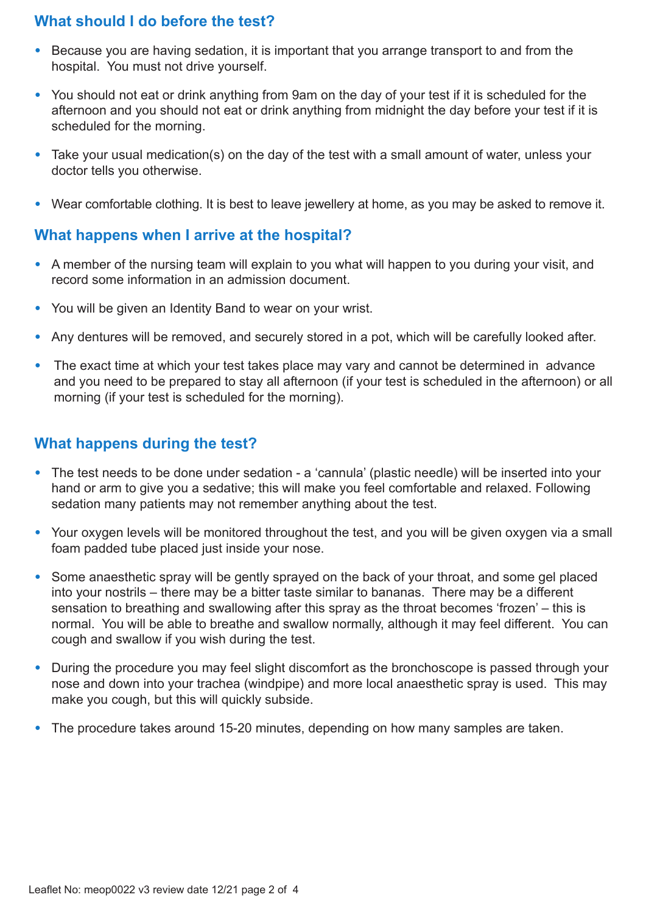## What should I do before the test?

- Because you are having sedation, it is important that you arrange transport to and from the hospital. You must not drive yourself.
- You should not eat or drink anything from 9am on the day of your test if it is scheduled for the afternoon and you should not eat or drink anything from midnight the day before your test if it is scheduled for the morning.
- Take your usual medication(s) on the day of the test with a small amount of water, unless your doctor tells you otherwise.
- Wear comfortable clothing. It is best to leave jewellery at home, as you may be asked to remove it.

## What happens when I arrive at the hospital?

- A member of the nursing team will explain to you what will happen to you during your visit, and record some information in an admission document.
- You will be given an Identity Band to wear on your wrist.
- Any dentures will be removed, and securely stored in a pot, which will be carefully looked after.
- The exact time at which your test takes place may vary and cannot be determined in advance and you need to be prepared to stay all afternoon (if your test is scheduled in the afternoon) or all morning (if your test is scheduled for the morning).

## What happens during the test?

- The test needs to be done under sedation - a 'cannula' (plastic needle) will be inserted into your hand or arm to give you a sedative; this will make you feel comfortable and relaxed. Following sedation many patients may not remember anything about the test.
- Your oxygen levels will be monitored throughout the test, and you will be given oxygen via a small foam padded tube placed just inside your nose.
- Some anaesthetic spray will be gently sprayed on the back of your throat, and some gel placed into your nostrils – there may be a bitter taste similar to bananas. There may be a different sensation to breathing and swallowing after this spray as the throat becomes 'frozen' – this is normal. You will be able to breathe and swallow normally, although it may feel different. You can cough and swallow if you wish during the test.
- During the procedure you may feel slight discomfort as the bronchoscope is passed through your nose and down into your trachea (windpipe) and more local anaesthetic spray is used. This may make you cough, but this will quickly subside.
- The procedure takes around 15-20 minutes, depending on how many samples are taken.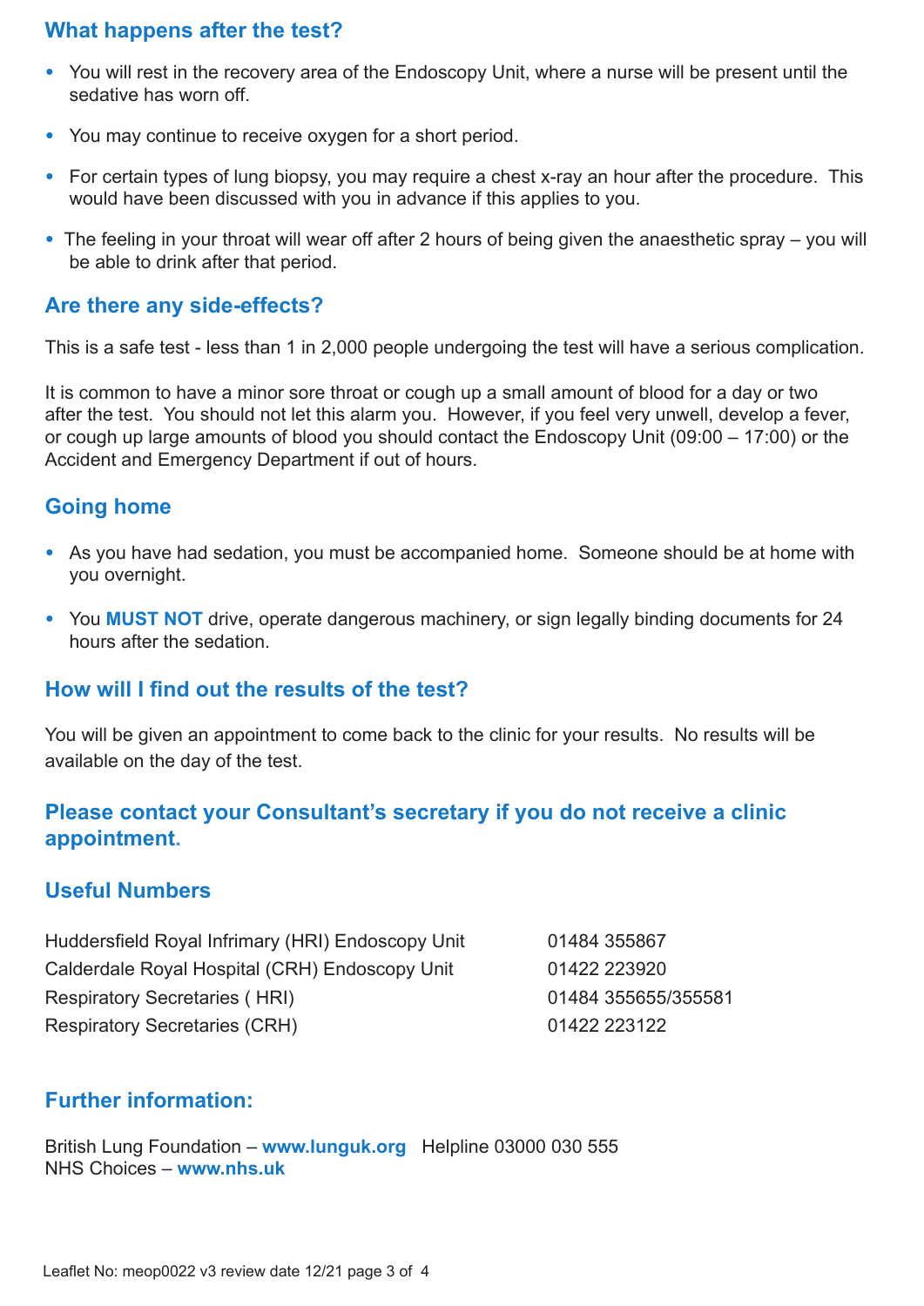## What happens after the test?

- You will rest in the recovery area of the Endoscopy Unit, where a nurse will be present until the sedative has worn off.
- You may continue to receive oxygen for a short period.
- For certain types of lung biopsy, you may require a chest x-ray an hour after the procedure. This would have been discussed with you in advance if this applies to you.
- The feeling in your throat will wear off after 2 hours of being given the anaesthetic spray – you will be able to drink after that period.

## Are there any side-effects?

This is a safe test - less than 1 in 2,000 people undergoing the test will have a serious complication.

It is common to have a minor sore throat or cough up a small amount of blood for a day or two after the test. You should not let this alarm you. However, if you feel very unwell, develop a fever, or cough up large amounts of blood you should contact the Endoscopy Unit (09:00 – 17:00) or the Accident and Emergency Department if out of hours.

## Going home

- As you have had sedation, you must be accompanied home. Someone should be at home with you overnight.
- You **MUST NOT** drive, operate dangerous machinery, or sign legally binding documents for 24 hours after the sedation.

## How will I find out the results of the test?

You will be given an appointment to come back to the clinic for your results. No results will be available on the day of the test.

## Please contact your Consultant's secretary if you do not receive a clinic appointment.

## Useful Numbers

| | |
|---|---|
| Huddersfield Royal Infrimary (HRI) Endoscopy Unit | 01484 355867 |
| Calderdale Royal Hospital (CRH) Endoscopy Unit | 01422 223920 |
| Respiratory Secretaries ( HRI) | 01484 355655/355581 |
| Respiratory Secretaries (CRH) | 01422 223122 |

## Further information:

British Lung Foundation – **www.lunguk.org** Helpline 03000 030 555
NHS Choices – **www.nhs.uk**

Leaflet No: meop0022 v3 review date 12/21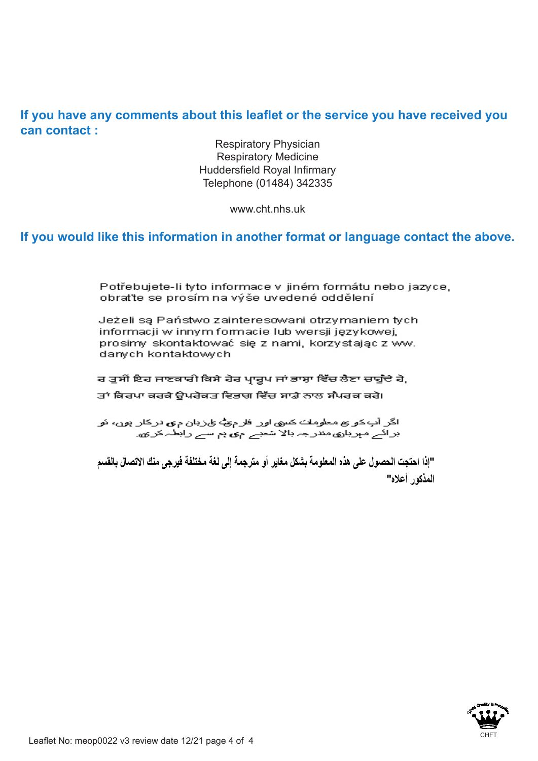**If you have any comments about this leaflet or the service you have received you can contact :**

Respiratory Physician
Respiratory Medicine
Huddersfield Royal Infirmary
Telephone (01484) 342335

www.cht.nhs.uk

**If you would like this information in another format or language contact the above.**

Potřebujete-li tyto informace v jiném formátu nebo jazyce, obraťte se prosím na výše uvedené oddělení

Jeżeli są Państwo zainteresowani otrzymaniem tych informacji w innym formacie lub wersji językowej, prosimy skontaktować się z nami, korzystając z ww. danych kontaktowych

ਜੇ ਤੁਸੀਂ ਇਹ ਜਾਣਕਾਰੀ ਕਿਸੇ ਹੋਰ ਪ੍ਰਾਰੂਪ ਜਾਂ ਭਾਸ਼ਾ ਵਿੱਚ ਲੈਣਾ ਚਾਹੁੰਦੇ ਹੋ,
ਤਾਂ ਕਿਰਪਾ ਕਰਕੇ ਉਪਰੋਕਤ ਵਿਭਾਗ ਵਿੱਚ ਸਾਡੇ ਨਾਲ ਸੰਪਰਕ ਕਰੋ।

اگر آپ کو یہ معلومات کسی اور فارمیٹ یا زبان میں درکار ہوں، تو
برائے مہربانی مندرجہ بالا شعبے میں ہم سے رابطہ کریں۔

**"إذا احتجت الحصول على هذه المعلومة بشكل مغاير أو مترجمة إلى لغة مختلفة فيرجى منك الاتصال بالقسم المذكور أعلاه"**

CHFT

Leaflet No: meop0022 v3 review date 12/21